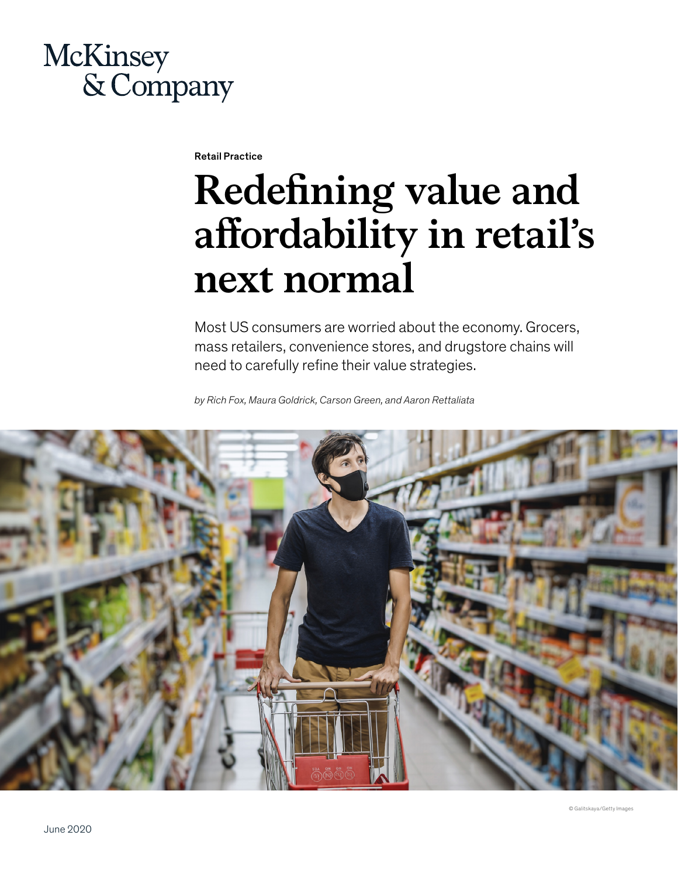McKinsey & Company

Retail Practice

# Redefining value and affordability in retail's next normal

Most US consumers are worried about the economy. Grocers, mass retailers, convenience stores, and drugstore chains will need to carefully refine their value strategies.

*by Rich Fox, Maura Goldrick, Carson Green, and Aaron Rettaliata*

© Galitskaya/Getty Images

June 2020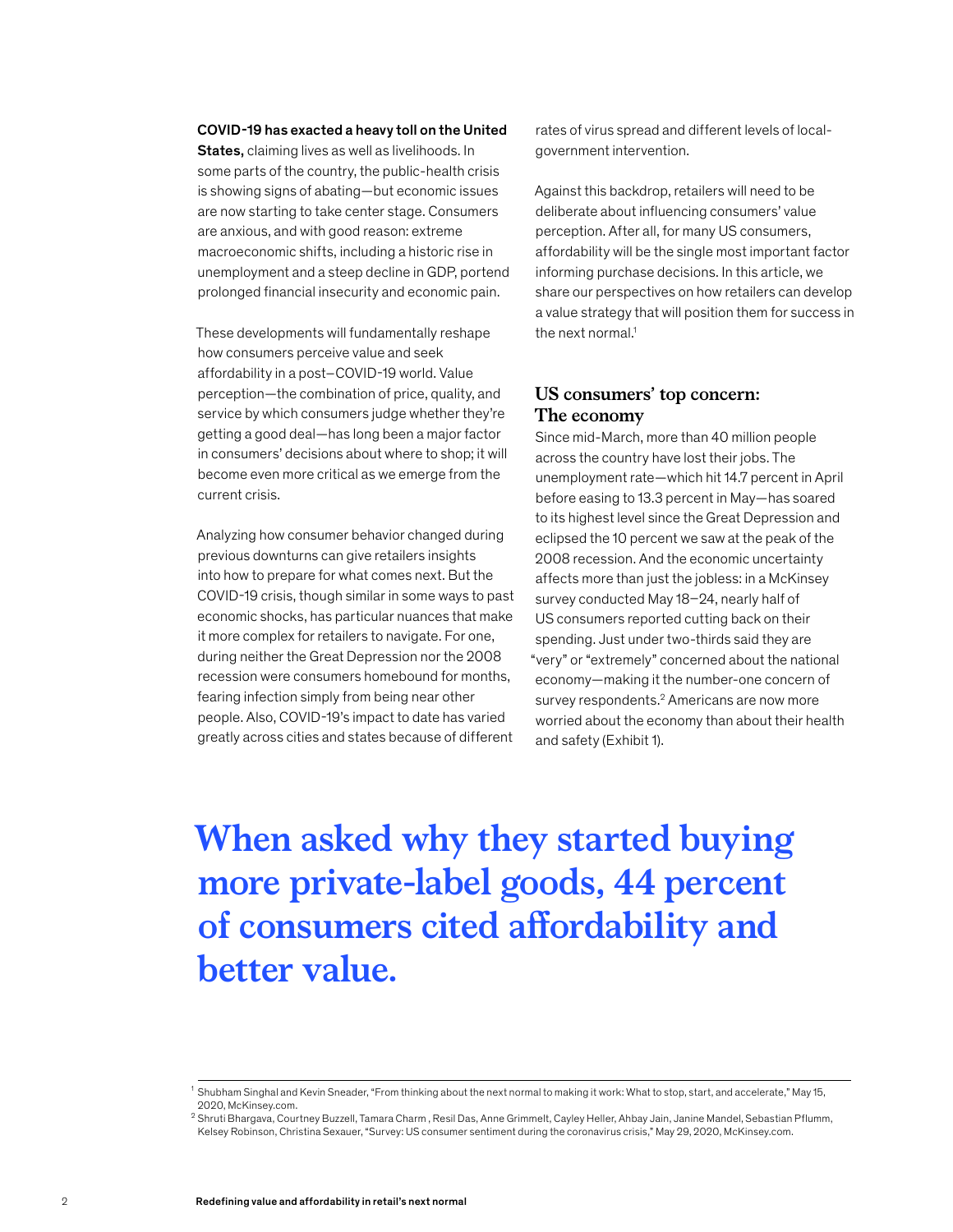**COVID-19 has exacted a heavy toll on the United States,** claiming lives as well as livelihoods. In some parts of the country, the public-health crisis is showing signs of abating—but economic issues are now starting to take center stage. Consumers are anxious, and with good reason: extreme macroeconomic shifts, including a historic rise in unemployment and a steep decline in GDP, portend prolonged financial insecurity and economic pain.

These developments will fundamentally reshape how consumers perceive value and seek affordability in a post–COVID-19 world. Value perception—the combination of price, quality, and service by which consumers judge whether they're getting a good deal—has long been a major factor in consumers' decisions about where to shop; it will become even more critical as we emerge from the current crisis.

Analyzing how consumer behavior changed during previous downturns can give retailers insights into how to prepare for what comes next. But the COVID-19 crisis, though similar in some ways to past economic shocks, has particular nuances that make it more complex for retailers to navigate. For one, during neither the Great Depression nor the 2008 recession were consumers homebound for months, fearing infection simply from being near other people. Also, COVID-19's impact to date has varied greatly across cities and states because of different rates of virus spread and different levels of local-government intervention.

Against this backdrop, retailers will need to be deliberate about influencing consumers' value perception. After all, for many US consumers, affordability will be the single most important factor informing purchase decisions. In this article, we share our perspectives on how retailers can develop a value strategy that will position them for success in the next normal.[1]

## US consumers' top concern: The economy

Since mid-March, more than 40 million people across the country have lost their jobs. The unemployment rate—which hit 14.7 percent in April before easing to 13.3 percent in May—has soared to its highest level since the Great Depression and eclipsed the 10 percent we saw at the peak of the 2008 recession. And the economic uncertainty affects more than just the jobless: in a McKinsey survey conducted May 18–24, nearly half of US consumers reported cutting back on their spending. Just under two-thirds said they are "very" or "extremely" concerned about the national economy—making it the number-one concern of survey respondents.[2] Americans are now more worried about the economy than about their health and safety (Exhibit 1).

**When asked why they started buying more private-label goods, 44 percent of consumers cited affordability and better value.**

---

[1] Shubham Singhal and Kevin Sneader, "From thinking about the next normal to making it work: What to stop, start, and accelerate," May 15, 2020, McKinsey.com.

[2] Shruti Bhargava, Courtney Buzzell, Tamara Charm , Resil Das, Anne Grimmelt, Cayley Heller, Ahbay Jain, Janine Mandel, Sebastian Pflumm, Kelsey Robinson, Christina Sexauer, "Survey: US consumer sentiment during the coronavirus crisis," May 29, 2020, McKinsey.com.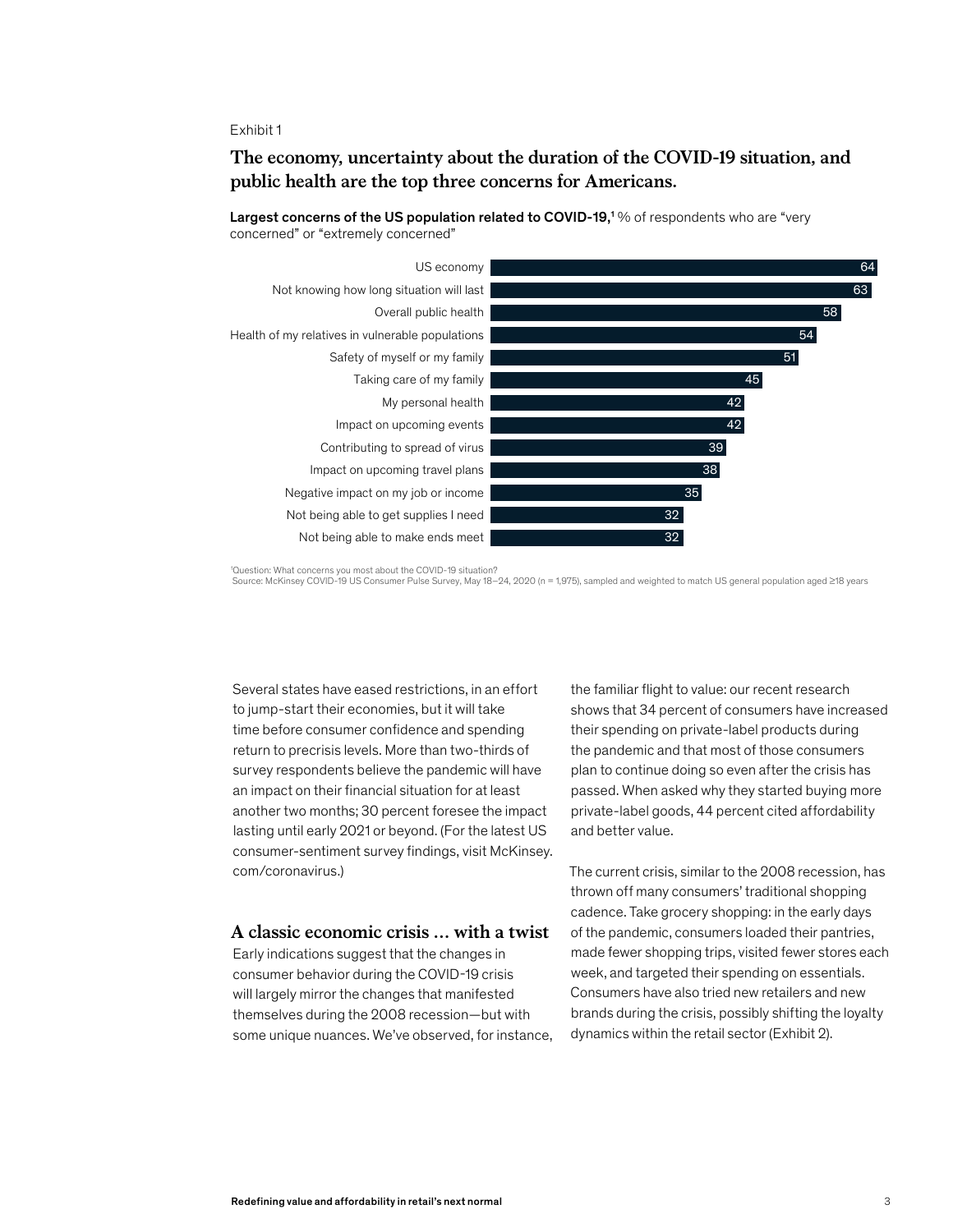Exhibit 1

## The economy, uncertainty about the duration of the COVID-19 situation, and public health are the top three concerns for Americans.

**Largest concerns of the US population related to COVID-19,**[1] % of respondents who are "very concerned" or "extremely concerned"

| Concern | % |
|---|---|
| US economy | 64 |
| Not knowing how long situation will last | 63 |
| Overall public health | 58 |
| Health of my relatives in vulnerable populations | 54 |
| Safety of myself or my family | 51 |
| Taking care of my family | 45 |
| My personal health | 42 |
| Impact on upcoming events | 42 |
| Contributing to spread of virus | 39 |
| Impact on upcoming travel plans | 38 |
| Negative impact on my job or income | 35 |
| Not being able to get supplies I need | 32 |
| Not being able to make ends meet | 32 |

[1]Question: What concerns you most about the COVID-19 situation?
Source: McKinsey COVID-19 US Consumer Pulse Survey, May 18–24, 2020 (n = 1,975), sampled and weighted to match US general population aged ≥18 years

Several states have eased restrictions, in an effort to jump-start their economies, but it will take time before consumer confidence and spending return to precrisis levels. More than two-thirds of survey respondents believe the pandemic will have an impact on their financial situation for at least another two months; 30 percent foresee the impact lasting until early 2021 or beyond. (For the latest US consumer-sentiment survey findings, visit McKinsey.com/coronavirus.)

## A classic economic crisis ... with a twist

Early indications suggest that the changes in consumer behavior during the COVID-19 crisis will largely mirror the changes that manifested themselves during the 2008 recession—but with some unique nuances. We've observed, for instance, the familiar flight to value: our recent research shows that 34 percent of consumers have increased their spending on private-label products during the pandemic and that most of those consumers plan to continue doing so even after the crisis has passed. When asked why they started buying more private-label goods, 44 percent cited affordability and better value.

The current crisis, similar to the 2008 recession, has thrown off many consumers' traditional shopping cadence. Take grocery shopping: in the early days of the pandemic, consumers loaded their pantries, made fewer shopping trips, visited fewer stores each week, and targeted their spending on essentials. Consumers have also tried new retailers and new brands during the crisis, possibly shifting the loyalty dynamics within the retail sector (Exhibit 2).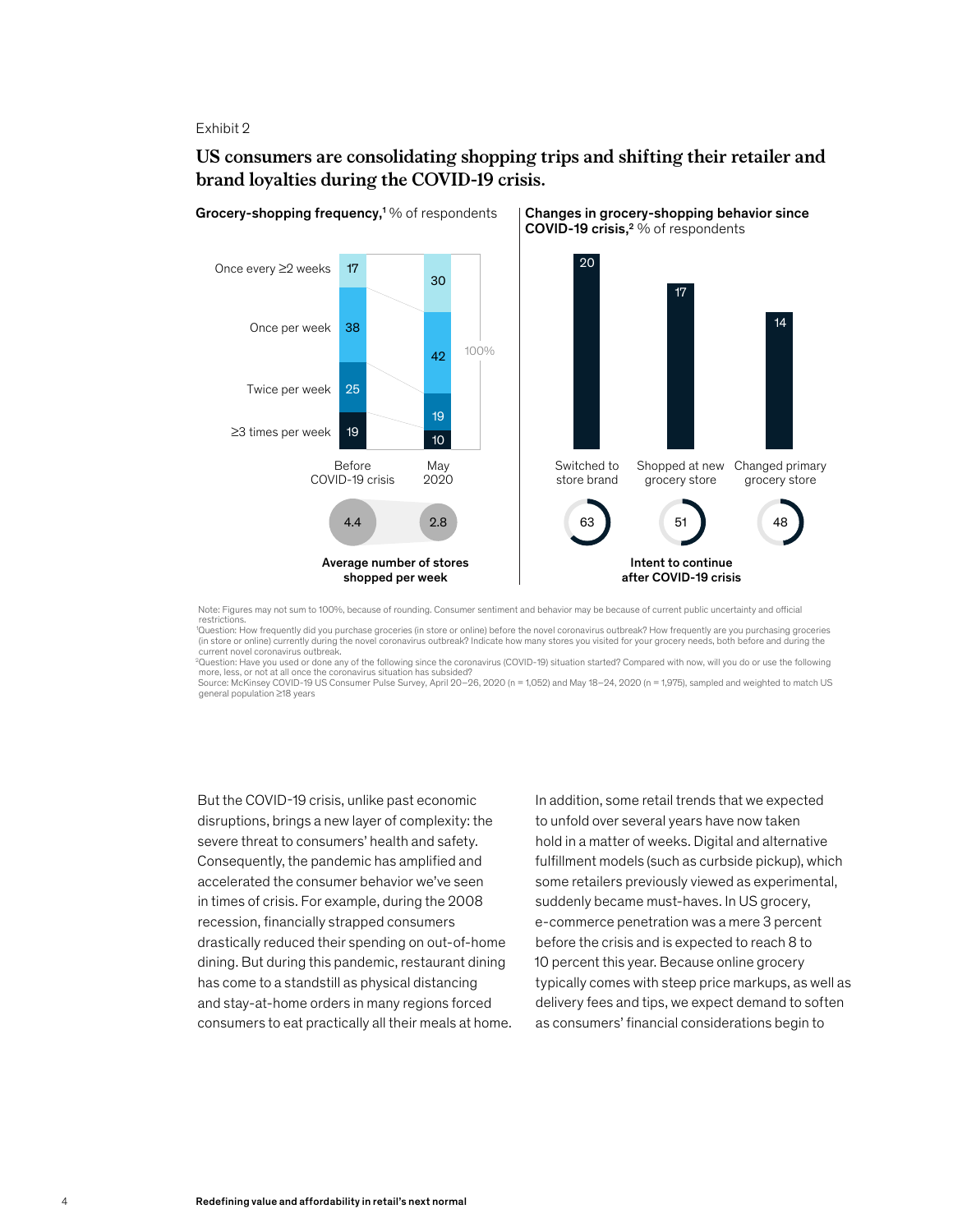Exhibit 2

## US consumers are consolidating shopping trips and shifting their retailer and brand loyalties during the COVID-19 crisis.

**Grocery-shopping frequency,**[1] % of respondents

| | Before COVID-19 crisis | May 2020 |
|---|---|---|
| Once every ≥2 weeks | 17 | 30 |
| Once per week | 38 | 42 |
| Twice per week | 25 | 19 |
| ≥3 times per week | 19 | 10 |
| **Average number of stores shopped per week** | 4.4 | 2.8 |

**Changes in grocery-shopping behavior since COVID-19 crisis,**[2] % of respondents

| | Switched to store brand | Shopped at new grocery store | Changed primary grocery store |
|---|---|---|---|
| % of respondents | 20 | 17 | 14 |
| Intent to continue after COVID-19 crisis | 63 | 51 | 48 |

Note: Figures may not sum to 100%, because of rounding. Consumer sentiment and behavior may be because of current public uncertainty and official restrictions.

[1]Question: How frequently did you purchase groceries (in store or online) before the novel coronavirus outbreak? How frequently are you purchasing groceries (in store or online) currently during the novel coronavirus outbreak? Indicate how many stores you visited for your grocery needs, both before and during the current novel coronavirus outbreak.

[2]Question: Have you used or done any of the following since the coronavirus (COVID-19) situation started? Compared with now, will you do or use the following more, less, or not at all once the coronavirus situation has subsided?

Source: McKinsey COVID-19 US Consumer Pulse Survey, April 20–26, 2020 (n = 1,052) and May 18–24, 2020 (n = 1,975), sampled and weighted to match US general population ≥18 years

But the COVID-19 crisis, unlike past economic disruptions, brings a new layer of complexity: the severe threat to consumers' health and safety. Consequently, the pandemic has amplified and accelerated the consumer behavior we've seen in times of crisis. For example, during the 2008 recession, financially strapped consumers drastically reduced their spending on out-of-home dining. But during this pandemic, restaurant dining has come to a standstill as physical distancing and stay-at-home orders in many regions forced consumers to eat practically all their meals at home.

In addition, some retail trends that we expected to unfold over several years have now taken hold in a matter of weeks. Digital and alternative fulfillment models (such as curbside pickup), which some retailers previously viewed as experimental, suddenly became must-haves. In US grocery, e-commerce penetration was a mere 3 percent before the crisis and is expected to reach 8 to 10 percent this year. Because online grocery typically comes with steep price markups, as well as delivery fees and tips, we expect demand to soften as consumers' financial considerations begin to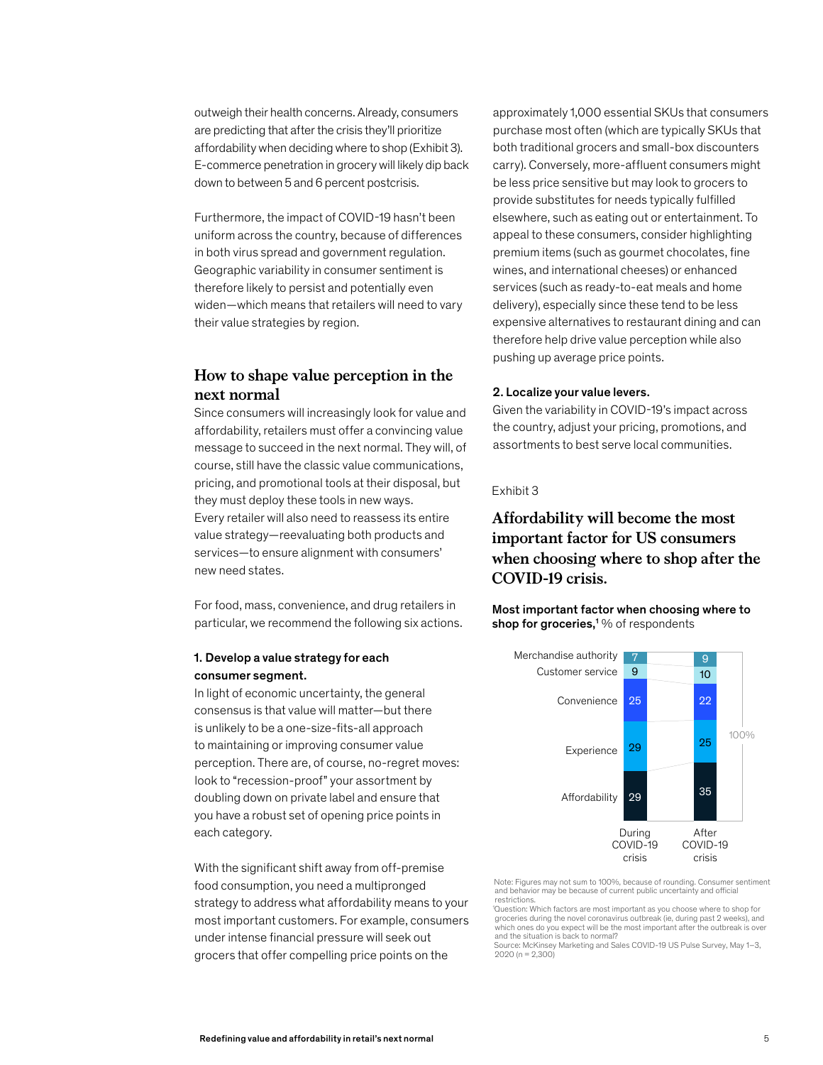outweigh their health concerns. Already, consumers are predicting that after the crisis they'll prioritize affordability when deciding where to shop (Exhibit 3). E-commerce penetration in grocery will likely dip back down to between 5 and 6 percent postcrisis.

Furthermore, the impact of COVID-19 hasn't been uniform across the country, because of differences in both virus spread and government regulation. Geographic variability in consumer sentiment is therefore likely to persist and potentially even widen—which means that retailers will need to vary their value strategies by region.

## How to shape value perception in the next normal

Since consumers will increasingly look for value and affordability, retailers must offer a convincing value message to succeed in the next normal. They will, of course, still have the classic value communications, pricing, and promotional tools at their disposal, but they must deploy these tools in new ways. Every retailer will also need to reassess its entire value strategy—reevaluating both products and services—to ensure alignment with consumers' new need states.

For food, mass, convenience, and drug retailers in particular, we recommend the following six actions.

**1. Develop a value strategy for each consumer segment.**
In light of economic uncertainty, the general consensus is that value will matter—but there is unlikely to be a one-size-fits-all approach to maintaining or improving consumer value perception. There are, of course, no-regret moves: look to "recession-proof" your assortment by doubling down on private label and ensure that you have a robust set of opening price points in each category.

With the significant shift away from off-premise food consumption, you need a multipronged strategy to address what affordability means to your most important customers. For example, consumers under intense financial pressure will seek out grocers that offer compelling price points on the approximately 1,000 essential SKUs that consumers purchase most often (which are typically SKUs that both traditional grocers and small-box discounters carry). Conversely, more-affluent consumers might be less price sensitive but may look to grocers to provide substitutes for needs typically fulfilled elsewhere, such as eating out or entertainment. To appeal to these consumers, consider highlighting premium items (such as gourmet chocolates, fine wines, and international cheeses) or enhanced services (such as ready-to-eat meals and home delivery), especially since these tend to be less expensive alternatives to restaurant dining and can therefore help drive value perception while also pushing up average price points.

**2. Localize your value levers.**
Given the variability in COVID-19's impact across the country, adjust your pricing, promotions, and assortments to best serve local communities.

Exhibit 3

## Affordability will become the most important factor for US consumers when choosing where to shop after the COVID-19 crisis.

**Most important factor when choosing where to shop for groceries,**[1] % of respondents

| Factor | During COVID-19 crisis | After COVID-19 crisis |
|---|---|---|
| Merchandise authority | 7 | 9 |
| Customer service | 9 | 10 |
| Convenience | 25 | 22 |
| Experience | 29 | 25 |
| Affordability | 29 | 35 |
| Total | 100% | 100% |

Note: Figures may not sum to 100%, because of rounding. Consumer sentiment and behavior may be because of current public uncertainty and official restrictions.
[1]Question: Which factors are most important as you choose where to shop for groceries during the novel coronavirus outbreak (ie, during past 2 weeks), and which ones do you expect will be the most important after the outbreak is over and the situation is back to normal?
Source: McKinsey Marketing and Sales COVID-19 US Pulse Survey, May 1–3, 2020 (n = 2,300)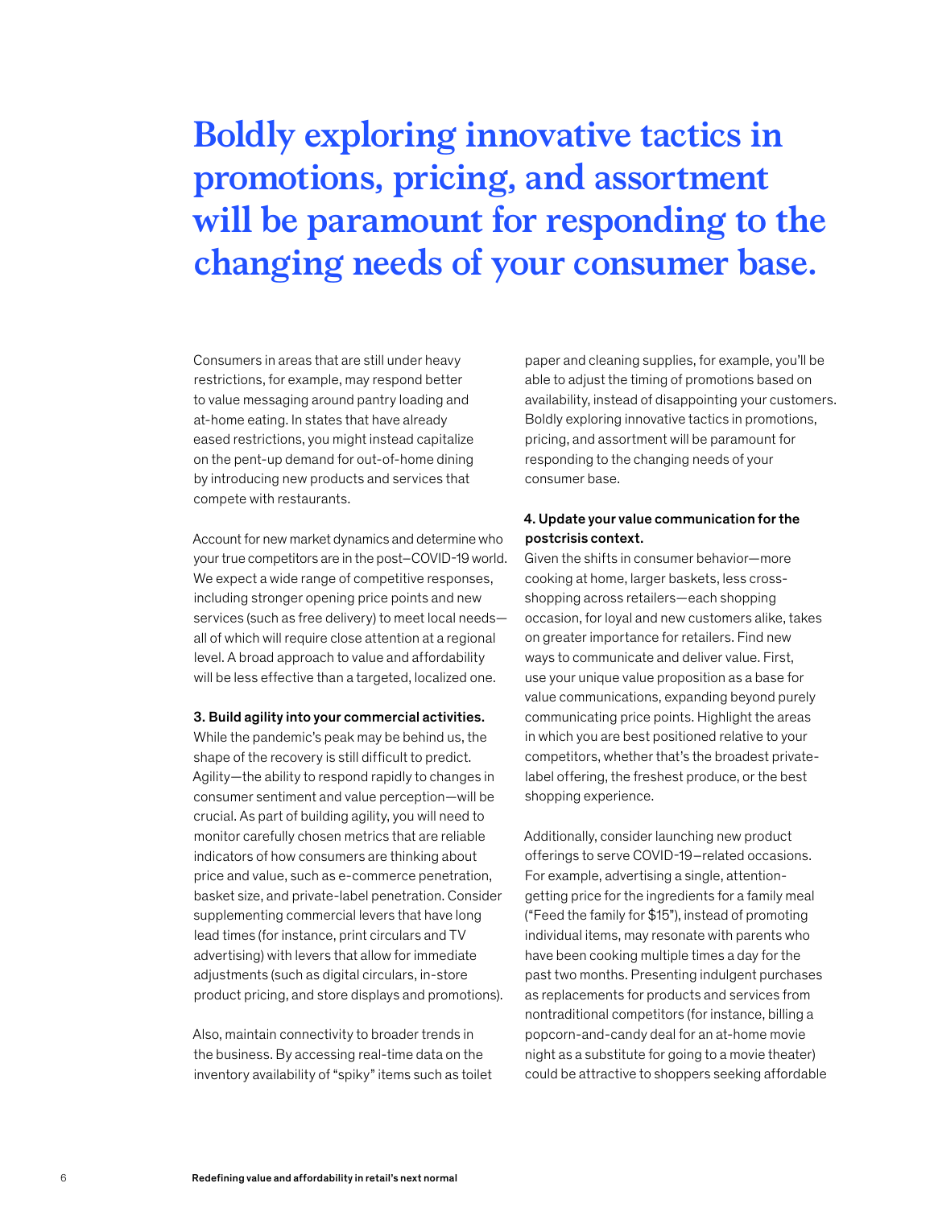# Boldly exploring innovative tactics in promotions, pricing, and assortment will be paramount for responding to the changing needs of your consumer base.

Consumers in areas that are still under heavy restrictions, for example, may respond better to value messaging around pantry loading and at-home eating. In states that have already eased restrictions, you might instead capitalize on the pent-up demand for out-of-home dining by introducing new products and services that compete with restaurants.

Account for new market dynamics and determine who your true competitors are in the post–COVID-19 world. We expect a wide range of competitive responses, including stronger opening price points and new services (such as free delivery) to meet local needs—all of which will require close attention at a regional level. A broad approach to value and affordability will be less effective than a targeted, localized one.

**3. Build agility into your commercial activities.**
While the pandemic's peak may be behind us, the shape of the recovery is still difficult to predict. Agility—the ability to respond rapidly to changes in consumer sentiment and value perception—will be crucial. As part of building agility, you will need to monitor carefully chosen metrics that are reliable indicators of how consumers are thinking about price and value, such as e-commerce penetration, basket size, and private-label penetration. Consider supplementing commercial levers that have long lead times (for instance, print circulars and TV advertising) with levers that allow for immediate adjustments (such as digital circulars, in-store product pricing, and store displays and promotions).

Also, maintain connectivity to broader trends in the business. By accessing real-time data on the inventory availability of "spiky" items such as toilet paper and cleaning supplies, for example, you'll be able to adjust the timing of promotions based on availability, instead of disappointing your customers. Boldly exploring innovative tactics in promotions, pricing, and assortment will be paramount for responding to the changing needs of your consumer base.

**4. Update your value communication for the postcrisis context.**
Given the shifts in consumer behavior—more cooking at home, larger baskets, less cross-shopping across retailers—each shopping occasion, for loyal and new customers alike, takes on greater importance for retailers. Find new ways to communicate and deliver value. First, use your unique value proposition as a base for value communications, expanding beyond purely communicating price points. Highlight the areas in which you are best positioned relative to your competitors, whether that's the broadest private-label offering, the freshest produce, or the best shopping experience.

Additionally, consider launching new product offerings to serve COVID-19–related occasions. For example, advertising a single, attention-getting price for the ingredients for a family meal ("Feed the family for $15"), instead of promoting individual items, may resonate with parents who have been cooking multiple times a day for the past two months. Presenting indulgent purchases as replacements for products and services from nontraditional competitors (for instance, billing a popcorn-and-candy deal for an at-home movie night as a substitute for going to a movie theater) could be attractive to shoppers seeking affordable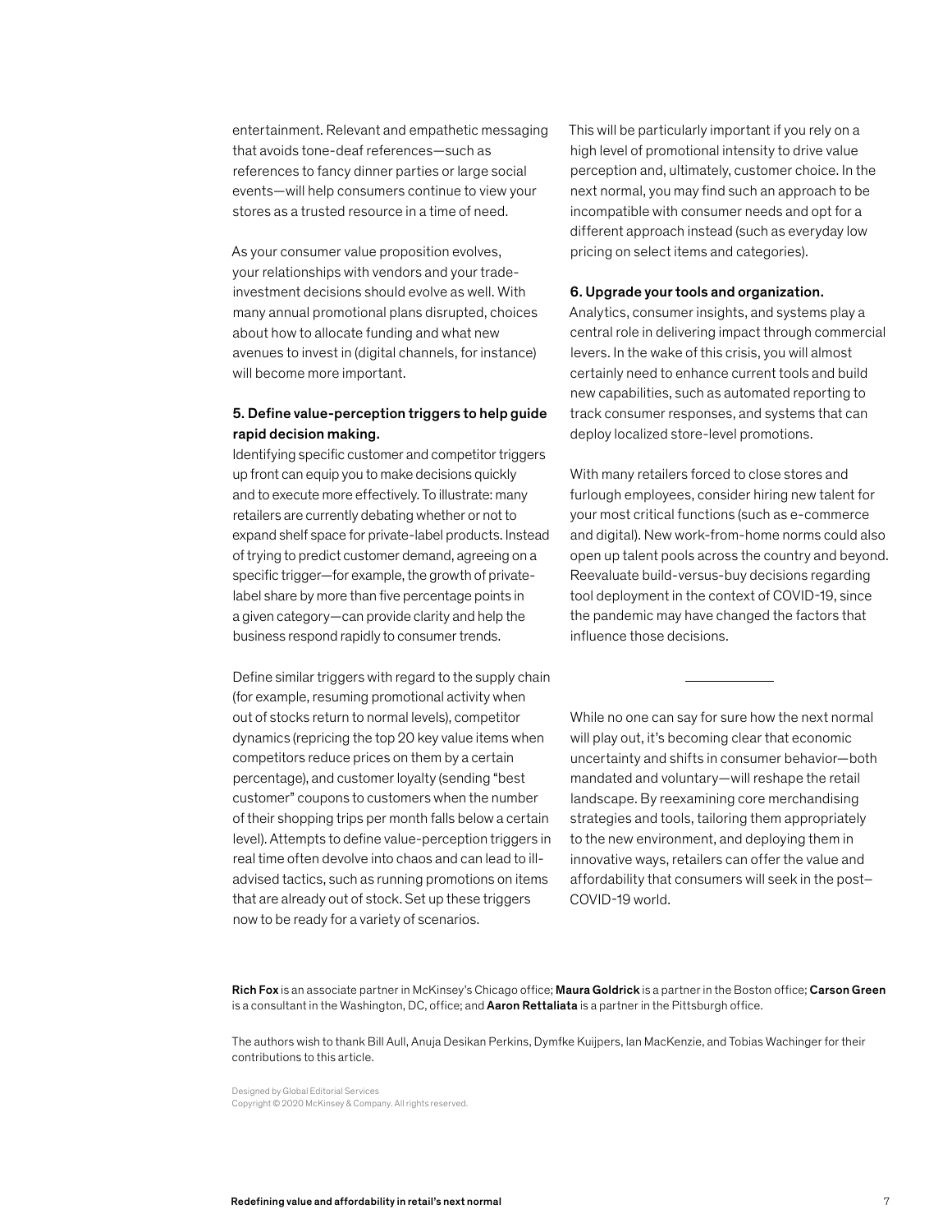entertainment. Relevant and empathetic messaging that avoids tone-deaf references—such as references to fancy dinner parties or large social events—will help consumers continue to view your stores as a trusted resource in a time of need.

As your consumer value proposition evolves, your relationships with vendors and your trade-investment decisions should evolve as well. With many annual promotional plans disrupted, choices about how to allocate funding and what new avenues to invest in (digital channels, for instance) will become more important.

**5. Define value-perception triggers to help guide rapid decision making.**

Identifying specific customer and competitor triggers up front can equip you to make decisions quickly and to execute more effectively. To illustrate: many retailers are currently debating whether or not to expand shelf space for private-label products. Instead of trying to predict customer demand, agreeing on a specific trigger—for example, the growth of private-label share by more than five percentage points in a given category—can provide clarity and help the business respond rapidly to consumer trends.

Define similar triggers with regard to the supply chain (for example, resuming promotional activity when out of stocks return to normal levels), competitor dynamics (repricing the top 20 key value items when competitors reduce prices on them by a certain percentage), and customer loyalty (sending "best customer" coupons to customers when the number of their shopping trips per month falls below a certain level). Attempts to define value-perception triggers in real time often devolve into chaos and can lead to ill-advised tactics, such as running promotions on items that are already out of stock. Set up these triggers now to be ready for a variety of scenarios.

This will be particularly important if you rely on a high level of promotional intensity to drive value perception and, ultimately, customer choice. In the next normal, you may find such an approach to be incompatible with consumer needs and opt for a different approach instead (such as everyday low pricing on select items and categories).

**6. Upgrade your tools and organization.**

Analytics, consumer insights, and systems play a central role in delivering impact through commercial levers. In the wake of this crisis, you will almost certainly need to enhance current tools and build new capabilities, such as automated reporting to track consumer responses, and systems that can deploy localized store-level promotions.

With many retailers forced to close stores and furlough employees, consider hiring new talent for your most critical functions (such as e-commerce and digital). New work-from-home norms could also open up talent pools across the country and beyond. Reevaluate build-versus-buy decisions regarding tool deployment in the context of COVID-19, since the pandemic may have changed the factors that influence those decisions.

---

While no one can say for sure how the next normal will play out, it's becoming clear that economic uncertainty and shifts in consumer behavior—both mandated and voluntary—will reshape the retail landscape. By reexamining core merchandising strategies and tools, tailoring them appropriately to the new environment, and deploying them in innovative ways, retailers can offer the value and affordability that consumers will seek in the post–COVID-19 world.

**Rich Fox** is an associate partner in McKinsey's Chicago office; **Maura Goldrick** is a partner in the Boston office; **Carson Green** is a consultant in the Washington, DC, office; and **Aaron Rettaliata** is a partner in the Pittsburgh office.

The authors wish to thank Bill Aull, Anuja Desikan Perkins, Dymfke Kuijpers, Ian MacKenzie, and Tobias Wachinger for their contributions to this article.

Designed by Global Editorial Services
Copyright © 2020 McKinsey & Company. All rights reserved.